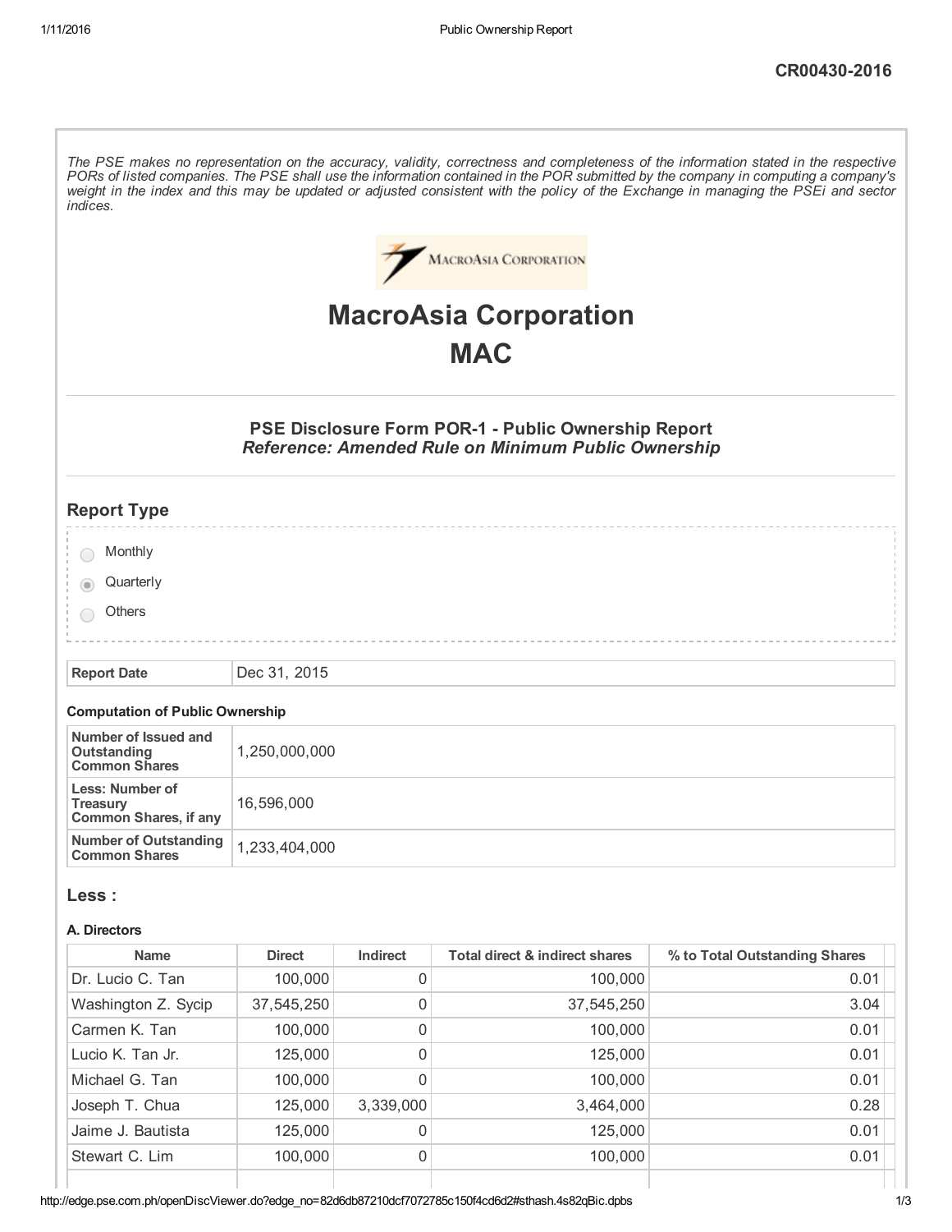**CR00430-2016**

*The PSE makes no representation on the accuracy, validity, correctness and completeness of the information stated in the respective PORs of listed companies. The PSE shall use the information contained in the POR submitted by the company in computing a company's weight in the index and this may be updated or adjusted consistent with the policy of the Exchange in managing the PSEi and sector indices.*

# MacroAsia Corporation
# MAC

### PSE Disclosure Form POR-1 - Public Ownership Report
### *Reference: Amended Rule on Minimum Public Ownership*

## Report Type

- ○ Monthly
- ◉ Quarterly
- ○ Others

| Report Date | Dec 31, 2015 |
|---|---|

#### Computation of Public Ownership

| | |
|---|---|
| **Number of Issued and Outstanding Common Shares** | 1,250,000,000 |
| **Less: Number of Treasury Common Shares, if any** | 16,596,000 |
| **Number of Outstanding Common Shares** | 1,233,404,000 |

## Less :

#### A. Directors

| Name | Direct | Indirect | Total direct & indirect shares | % to Total Outstanding Shares |
|---|---|---|---|---|
| Dr. Lucio C. Tan | 100,000 | 0 | 100,000 | 0.01 |
| Washington Z. Sycip | 37,545,250 | 0 | 37,545,250 | 3.04 |
| Carmen K. Tan | 100,000 | 0 | 100,000 | 0.01 |
| Lucio K. Tan Jr. | 125,000 | 0 | 125,000 | 0.01 |
| Michael G. Tan | 100,000 | 0 | 100,000 | 0.01 |
| Joseph T. Chua | 125,000 | 3,339,000 | 3,464,000 | 0.28 |
| Jaime J. Bautista | 125,000 | 0 | 125,000 | 0.01 |
| Stewart C. Lim | 100,000 | 0 | 100,000 | 0.01 |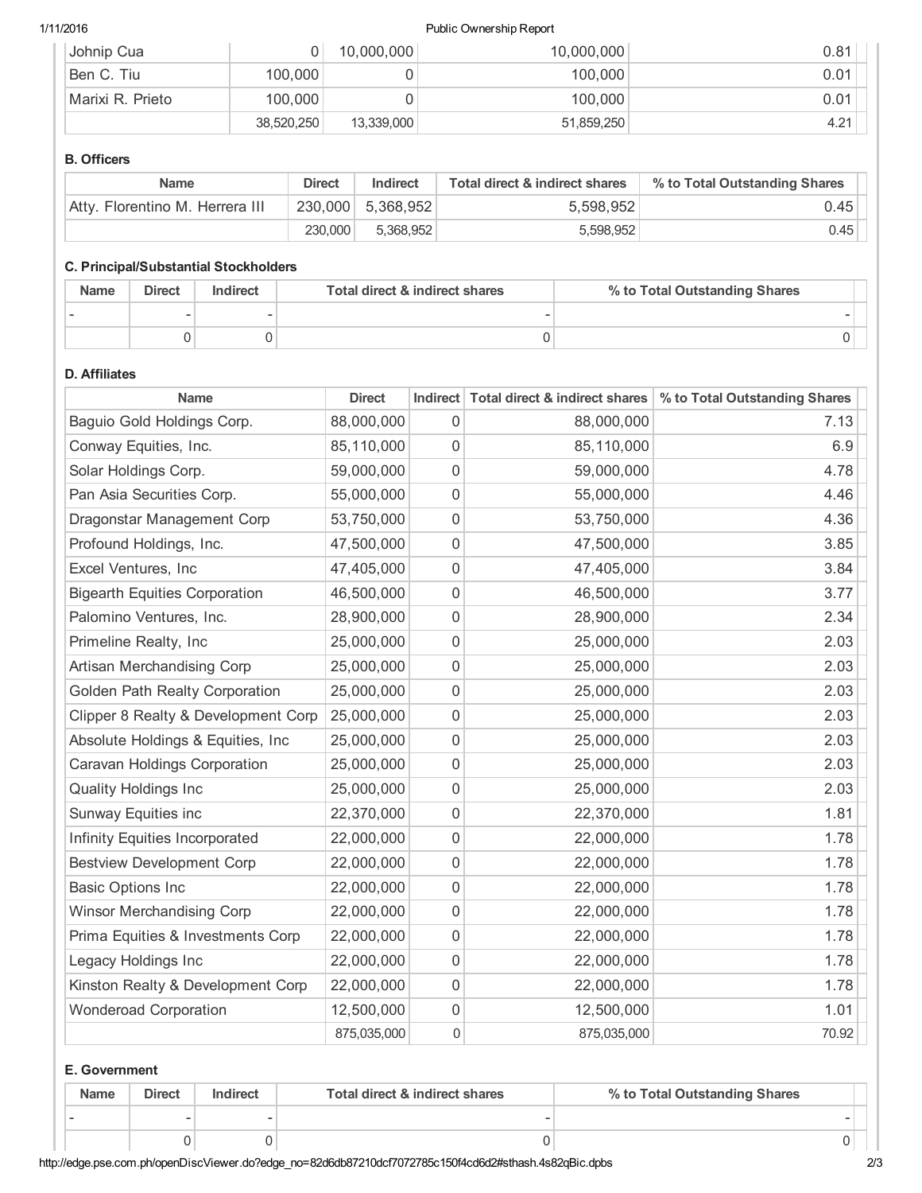| | | | | |
|---|---|---|---|---|
| Johnip Cua | 0 | 10,000,000 | 10,000,000 | 0.81 |
| Ben C. Tiu | 100,000 | 0 | 100,000 | 0.01 |
| Marixi R. Prieto | 100,000 | 0 | 100,000 | 0.01 |
| | 38,520,250 | 13,339,000 | 51,859,250 | 4.21 |

**B. Officers**

| Name | Direct | Indirect | Total direct & indirect shares | % to Total Outstanding Shares |
|---|---|---|---|---|
| Atty. Florentino M. Herrera III | 230,000 | 5,368,952 | 5,598,952 | 0.45 |
| | 230,000 | 5,368,952 | 5,598,952 | 0.45 |

**C. Principal/Substantial Stockholders**

| Name | Direct | Indirect | Total direct & indirect shares | % to Total Outstanding Shares |
|---|---|---|---|---|
| - | - | - | - | - |
| | 0 | 0 | 0 | 0 |

**D. Affiliates**

| Name | Direct | Indirect | Total direct & indirect shares | % to Total Outstanding Shares |
|---|---|---|---|---|
| Baguio Gold Holdings Corp. | 88,000,000 | 0 | 88,000,000 | 7.13 |
| Conway Equities, Inc. | 85,110,000 | 0 | 85,110,000 | 6.9 |
| Solar Holdings Corp. | 59,000,000 | 0 | 59,000,000 | 4.78 |
| Pan Asia Securities Corp. | 55,000,000 | 0 | 55,000,000 | 4.46 |
| Dragonstar Management Corp | 53,750,000 | 0 | 53,750,000 | 4.36 |
| Profound Holdings, Inc. | 47,500,000 | 0 | 47,500,000 | 3.85 |
| Excel Ventures, Inc | 47,405,000 | 0 | 47,405,000 | 3.84 |
| Bigearth Equities Corporation | 46,500,000 | 0 | 46,500,000 | 3.77 |
| Palomino Ventures, Inc. | 28,900,000 | 0 | 28,900,000 | 2.34 |
| Primeline Realty, Inc | 25,000,000 | 0 | 25,000,000 | 2.03 |
| Artisan Merchandising Corp | 25,000,000 | 0 | 25,000,000 | 2.03 |
| Golden Path Realty Corporation | 25,000,000 | 0 | 25,000,000 | 2.03 |
| Clipper 8 Realty & Development Corp | 25,000,000 | 0 | 25,000,000 | 2.03 |
| Absolute Holdings & Equities, Inc | 25,000,000 | 0 | 25,000,000 | 2.03 |
| Caravan Holdings Corporation | 25,000,000 | 0 | 25,000,000 | 2.03 |
| Quality Holdings Inc | 25,000,000 | 0 | 25,000,000 | 2.03 |
| Sunway Equities inc | 22,370,000 | 0 | 22,370,000 | 1.81 |
| Infinity Equities Incorporated | 22,000,000 | 0 | 22,000,000 | 1.78 |
| Bestview Development Corp | 22,000,000 | 0 | 22,000,000 | 1.78 |
| Basic Options Inc | 22,000,000 | 0 | 22,000,000 | 1.78 |
| Winsor Merchandising Corp | 22,000,000 | 0 | 22,000,000 | 1.78 |
| Prima Equities & Investments Corp | 22,000,000 | 0 | 22,000,000 | 1.78 |
| Legacy Holdings Inc | 22,000,000 | 0 | 22,000,000 | 1.78 |
| Kinston Realty & Development Corp | 22,000,000 | 0 | 22,000,000 | 1.78 |
| Wonderoad Corporation | 12,500,000 | 0 | 12,500,000 | 1.01 |
| | 875,035,000 | 0 | 875,035,000 | 70.92 |

**E. Government**

| Name | Direct | Indirect | Total direct & indirect shares | % to Total Outstanding Shares |
|---|---|---|---|---|
| - | - | - | - | - |
| | 0 | 0 | 0 | 0 |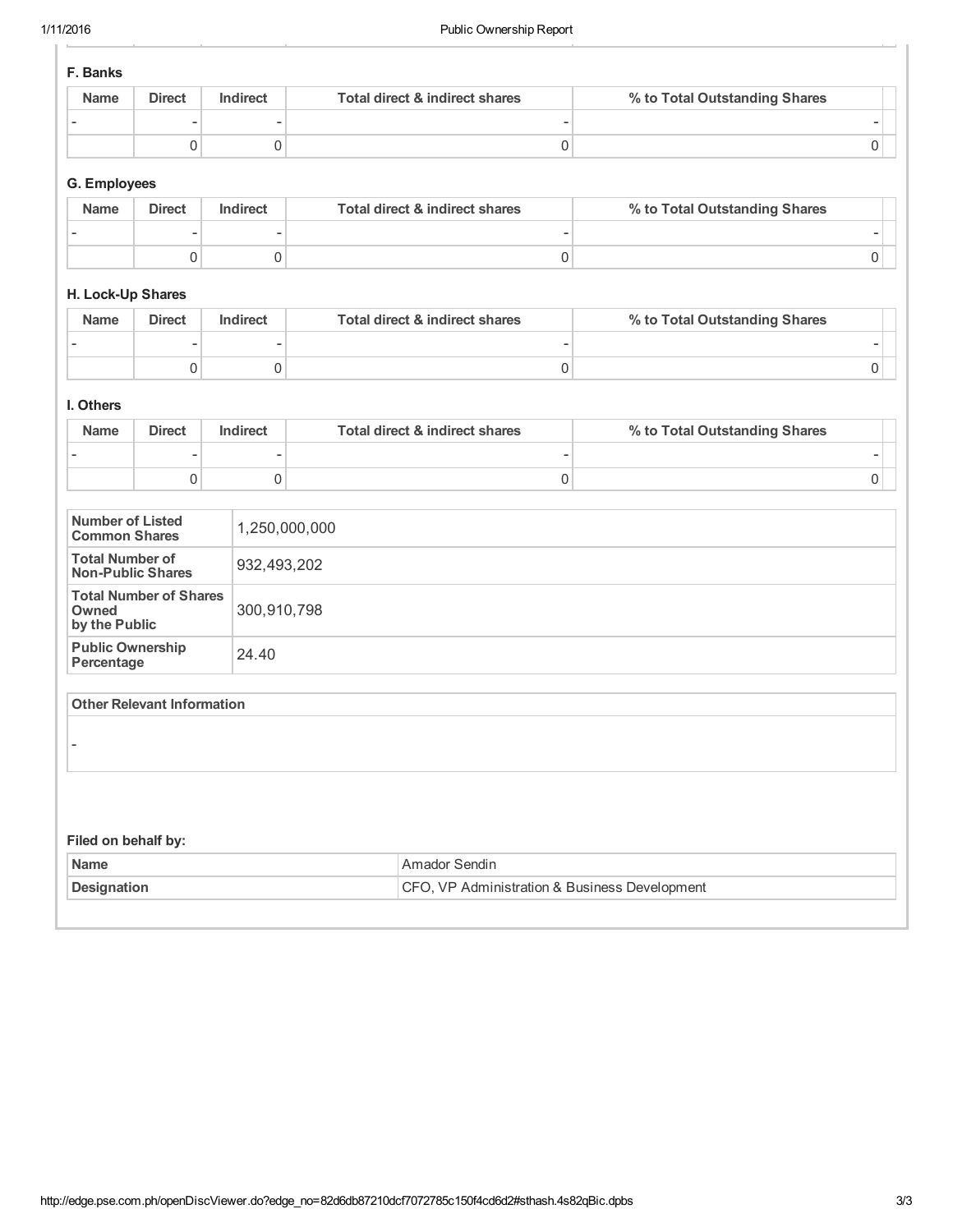### F. Banks

| Name | Direct | Indirect | Total direct & indirect shares | % to Total Outstanding Shares |
|---|---|---|---|---|
| - | - | - | - | - |
| | 0 | 0 | 0 | 0 |

### G. Employees

| Name | Direct | Indirect | Total direct & indirect shares | % to Total Outstanding Shares |
|---|---|---|---|---|
| - | - | - | - | - |
| | 0 | 0 | 0 | 0 |

### H. Lock-Up Shares

| Name | Direct | Indirect | Total direct & indirect shares | % to Total Outstanding Shares |
|---|---|---|---|---|
| - | - | - | - | - |
| | 0 | 0 | 0 | 0 |

### I. Others

| Name | Direct | Indirect | Total direct & indirect shares | % to Total Outstanding Shares |
|---|---|---|---|---|
| - | - | - | - | - |
| | 0 | 0 | 0 | 0 |

| | |
|---|---|
| **Number of Listed Common Shares** | 1,250,000,000 |
| **Total Number of Non-Public Shares** | 932,493,202 |
| **Total Number of Shares Owned by the Public** | 300,910,798 |
| **Public Ownership Percentage** | 24.40 |

| **Other Relevant Information** |
|---|
| - |

**Filed on behalf by:**

| | |
|---|---|
| **Name** | Amador Sendin |
| **Designation** | CFO, VP Administration & Business Development |